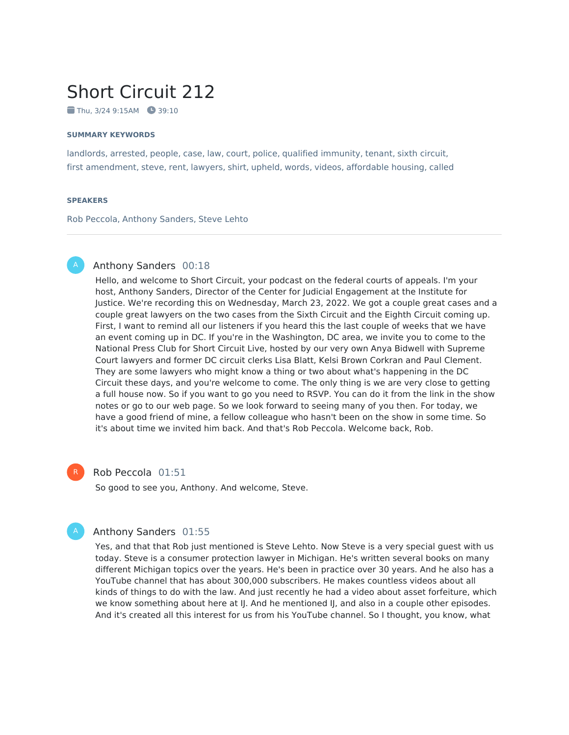# Short Circuit 212

Thu, 3/24 9:15AM   39:10

#### SUMMARY KEYWORDS

landlords, arrested, people, case, law, court, police, qualified immunity, tenant, sixth circuit, first amendment, steve, rent, lawyers, shirt, upheld, words, videos, affordable housing, called

#### SPEAKERS

Rob Peccola, Anthony Sanders, Steve Lehto

---

**Anthony Sanders** 00:18

Hello, and welcome to Short Circuit, your podcast on the federal courts of appeals. I'm your host, Anthony Sanders, Director of the Center for Judicial Engagement at the Institute for Justice. We're recording this on Wednesday, March 23, 2022. We got a couple great cases and a couple great lawyers on the two cases from the Sixth Circuit and the Eighth Circuit coming up. First, I want to remind all our listeners if you heard this the last couple of weeks that we have an event coming up in DC. If you're in the Washington, DC area, we invite you to come to the National Press Club for Short Circuit Live, hosted by our very own Anya Bidwell with Supreme Court lawyers and former DC circuit clerks Lisa Blatt, Kelsi Brown Corkran and Paul Clement. They are some lawyers who might know a thing or two about what's happening in the DC Circuit these days, and you're welcome to come. The only thing is we are very close to getting a full house now. So if you want to go you need to RSVP. You can do it from the link in the show notes or go to our web page. So we look forward to seeing many of you then. For today, we have a good friend of mine, a fellow colleague who hasn't been on the show in some time. So it's about time we invited him back. And that's Rob Peccola. Welcome back, Rob.

**Rob Peccola** 01:51

So good to see you, Anthony. And welcome, Steve.

**Anthony Sanders** 01:55

Yes, and that that Rob just mentioned is Steve Lehto. Now Steve is a very special guest with us today. Steve is a consumer protection lawyer in Michigan. He's written several books on many different Michigan topics over the years. He's been in practice over 30 years. And he also has a YouTube channel that has about 300,000 subscribers. He makes countless videos about all kinds of things to do with the law. And just recently he had a video about asset forfeiture, which we know something about here at IJ. And he mentioned IJ, and also in a couple other episodes. And it's created all this interest for us from his YouTube channel. So I thought, you know, what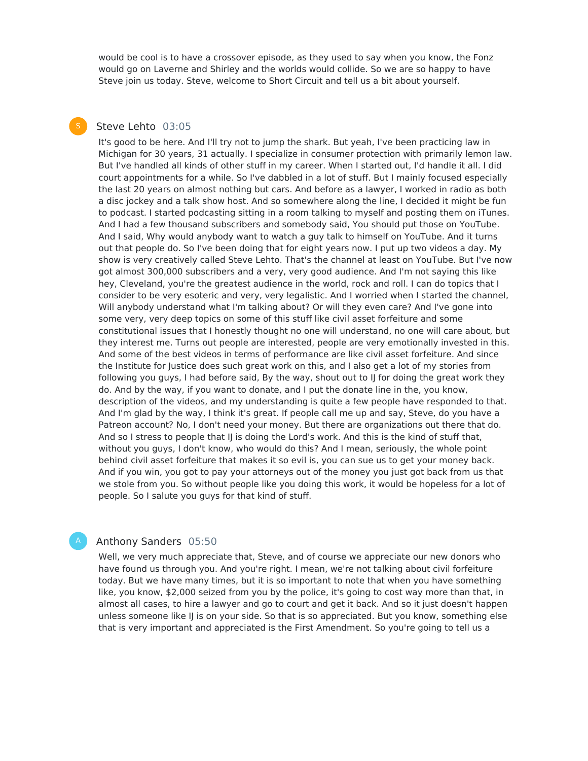would be cool is to have a crossover episode, as they used to say when you know, the Fonz would go on Laverne and Shirley and the worlds would collide. So we are so happy to have Steve join us today. Steve, welcome to Short Circuit and tell us a bit about yourself.

**Steve Lehto** 03:05

It's good to be here. And I'll try not to jump the shark. But yeah, I've been practicing law in Michigan for 30 years, 31 actually. I specialize in consumer protection with primarily lemon law. But I've handled all kinds of other stuff in my career. When I started out, I'd handle it all. I did court appointments for a while. So I've dabbled in a lot of stuff. But I mainly focused especially the last 20 years on almost nothing but cars. And before as a lawyer, I worked in radio as both a disc jockey and a talk show host. And so somewhere along the line, I decided it might be fun to podcast. I started podcasting sitting in a room talking to myself and posting them on iTunes. And I had a few thousand subscribers and somebody said, You should put those on YouTube. And I said, Why would anybody want to watch a guy talk to himself on YouTube. And it turns out that people do. So I've been doing that for eight years now. I put up two videos a day. My show is very creatively called Steve Lehto. That's the channel at least on YouTube. But I've now got almost 300,000 subscribers and a very, very good audience. And I'm not saying this like hey, Cleveland, you're the greatest audience in the world, rock and roll. I can do topics that I consider to be very esoteric and very, very legalistic. And I worried when I started the channel, Will anybody understand what I'm talking about? Or will they even care? And I've gone into some very, very deep topics on some of this stuff like civil asset forfeiture and some constitutional issues that I honestly thought no one will understand, no one will care about, but they interest me. Turns out people are interested, people are very emotionally invested in this. And some of the best videos in terms of performance are like civil asset forfeiture. And since the Institute for Justice does such great work on this, and I also get a lot of my stories from following you guys, I had before said, By the way, shout out to IJ for doing the great work they do. And by the way, if you want to donate, and I put the donate line in the, you know, description of the videos, and my understanding is quite a few people have responded to that. And I'm glad by the way, I think it's great. If people call me up and say, Steve, do you have a Patreon account? No, I don't need your money. But there are organizations out there that do. And so I stress to people that IJ is doing the Lord's work. And this is the kind of stuff that, without you guys, I don't know, who would do this? And I mean, seriously, the whole point behind civil asset forfeiture that makes it so evil is, you can sue us to get your money back. And if you win, you got to pay your attorneys out of the money you just got back from us that we stole from you. So without people like you doing this work, it would be hopeless for a lot of people. So I salute you guys for that kind of stuff.

**Anthony Sanders** 05:50

Well, we very much appreciate that, Steve, and of course we appreciate our new donors who have found us through you. And you're right. I mean, we're not talking about civil forfeiture today. But we have many times, but it is so important to note that when you have something like, you know, $2,000 seized from you by the police, it's going to cost way more than that, in almost all cases, to hire a lawyer and go to court and get it back. And so it just doesn't happen unless someone like IJ is on your side. So that is so appreciated. But you know, something else that is very important and appreciated is the First Amendment. So you're going to tell us a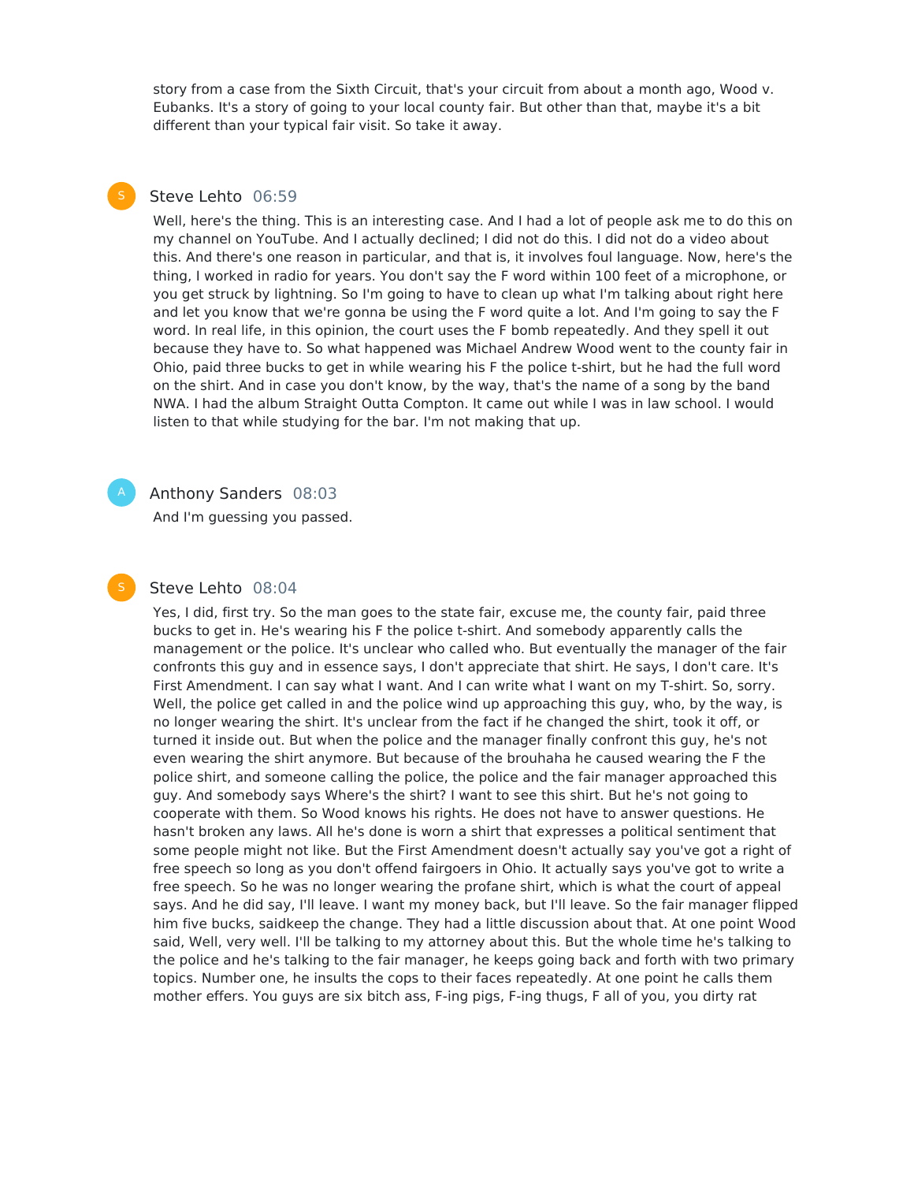story from a case from the Sixth Circuit, that's your circuit from about a month ago, Wood v. Eubanks. It's a story of going to your local county fair. But other than that, maybe it's a bit different than your typical fair visit. So take it away.

**Steve Lehto** 06:59

Well, here's the thing. This is an interesting case. And I had a lot of people ask me to do this on my channel on YouTube. And I actually declined; I did not do this. I did not do a video about this. And there's one reason in particular, and that is, it involves foul language. Now, here's the thing, I worked in radio for years. You don't say the F word within 100 feet of a microphone, or you get struck by lightning. So I'm going to have to clean up what I'm talking about right here and let you know that we're gonna be using the F word quite a lot. And I'm going to say the F word. In real life, in this opinion, the court uses the F bomb repeatedly. And they spell it out because they have to. So what happened was Michael Andrew Wood went to the county fair in Ohio, paid three bucks to get in while wearing his F the police t-shirt, but he had the full word on the shirt. And in case you don't know, by the way, that's the name of a song by the band NWA. I had the album Straight Outta Compton. It came out while I was in law school. I would listen to that while studying for the bar. I'm not making that up.

**Anthony Sanders** 08:03

And I'm guessing you passed.

**Steve Lehto** 08:04

Yes, I did, first try. So the man goes to the state fair, excuse me, the county fair, paid three bucks to get in. He's wearing his F the police t-shirt. And somebody apparently calls the management or the police. It's unclear who called who. But eventually the manager of the fair confronts this guy and in essence says, I don't appreciate that shirt. He says, I don't care. It's First Amendment. I can say what I want. And I can write what I want on my T-shirt. So, sorry. Well, the police get called in and the police wind up approaching this guy, who, by the way, is no longer wearing the shirt. It's unclear from the fact if he changed the shirt, took it off, or turned it inside out. But when the police and the manager finally confront this guy, he's not even wearing the shirt anymore. But because of the brouhaha he caused wearing the F the police shirt, and someone calling the police, the police and the fair manager approached this guy. And somebody says Where's the shirt? I want to see this shirt. But he's not going to cooperate with them. So Wood knows his rights. He does not have to answer questions. He hasn't broken any laws. All he's done is worn a shirt that expresses a political sentiment that some people might not like. But the First Amendment doesn't actually say you've got a right of free speech so long as you don't offend fairgoers in Ohio. It actually says you've got to write a free speech. So he was no longer wearing the profane shirt, which is what the court of appeal says. And he did say, I'll leave. I want my money back, but I'll leave. So the fair manager flipped him five bucks, saidkeep the change. They had a little discussion about that. At one point Wood said, Well, very well. I'll be talking to my attorney about this. But the whole time he's talking to the police and he's talking to the fair manager, he keeps going back and forth with two primary topics. Number one, he insults the cops to their faces repeatedly. At one point he calls them mother effers. You guys are six bitch ass, F-ing pigs, F-ing thugs, F all of you, you dirty rat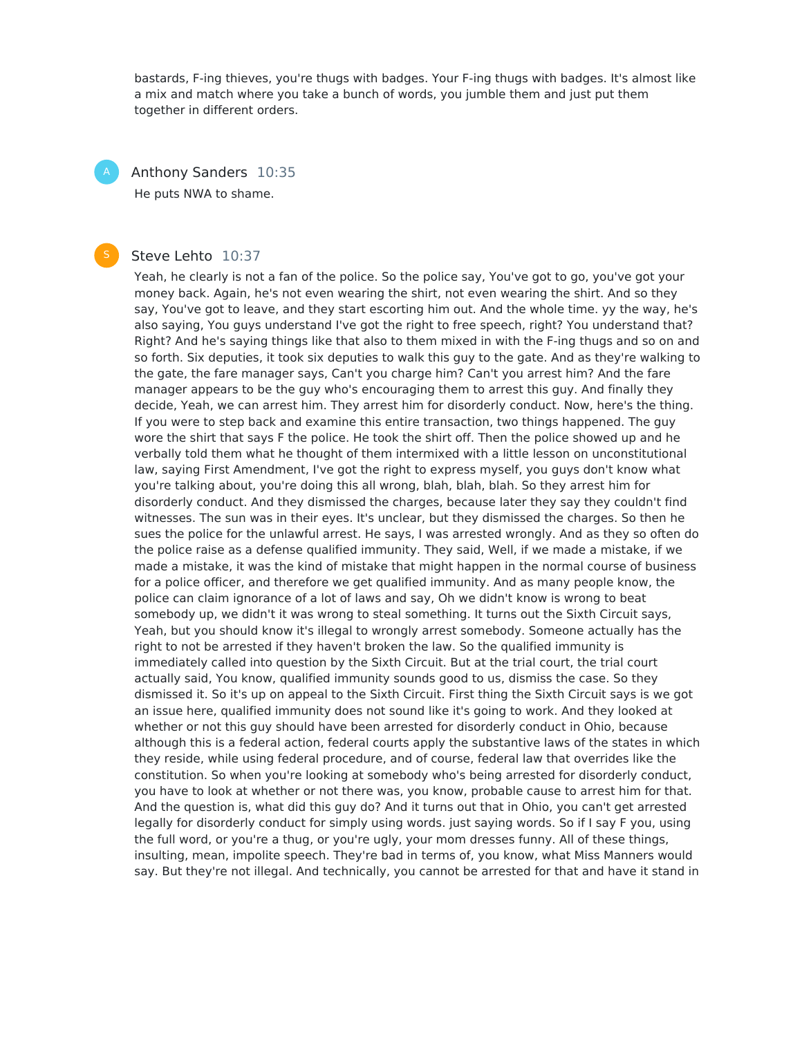bastards, F-ing thieves, you're thugs with badges. Your F-ing thugs with badges. It's almost like a mix and match where you take a bunch of words, you jumble them and just put them together in different orders.

**Anthony Sanders** 10:35

He puts NWA to shame.

**Steve Lehto** 10:37

Yeah, he clearly is not a fan of the police. So the police say, You've got to go, you've got your money back. Again, he's not even wearing the shirt, not even wearing the shirt. And so they say, You've got to leave, and they start escorting him out. And the whole time. yy the way, he's also saying, You guys understand I've got the right to free speech, right? You understand that? Right? And he's saying things like that also to them mixed in with the F-ing thugs and so on and so forth. Six deputies, it took six deputies to walk this guy to the gate. And as they're walking to the gate, the fare manager says, Can't you charge him? Can't you arrest him? And the fare manager appears to be the guy who's encouraging them to arrest this guy. And finally they decide, Yeah, we can arrest him. They arrest him for disorderly conduct. Now, here's the thing. If you were to step back and examine this entire transaction, two things happened. The guy wore the shirt that says F the police. He took the shirt off. Then the police showed up and he verbally told them what he thought of them intermixed with a little lesson on unconstitutional law, saying First Amendment, I've got the right to express myself, you guys don't know what you're talking about, you're doing this all wrong, blah, blah, blah. So they arrest him for disorderly conduct. And they dismissed the charges, because later they say they couldn't find witnesses. The sun was in their eyes. It's unclear, but they dismissed the charges. So then he sues the police for the unlawful arrest. He says, I was arrested wrongly. And as they so often do the police raise as a defense qualified immunity. They said, Well, if we made a mistake, if we made a mistake, it was the kind of mistake that might happen in the normal course of business for a police officer, and therefore we get qualified immunity. And as many people know, the police can claim ignorance of a lot of laws and say, Oh we didn't know is wrong to beat somebody up, we didn't it was wrong to steal something. It turns out the Sixth Circuit says, Yeah, but you should know it's illegal to wrongly arrest somebody. Someone actually has the right to not be arrested if they haven't broken the law. So the qualified immunity is immediately called into question by the Sixth Circuit. But at the trial court, the trial court actually said, You know, qualified immunity sounds good to us, dismiss the case. So they dismissed it. So it's up on appeal to the Sixth Circuit. First thing the Sixth Circuit says is we got an issue here, qualified immunity does not sound like it's going to work. And they looked at whether or not this guy should have been arrested for disorderly conduct in Ohio, because although this is a federal action, federal courts apply the substantive laws of the states in which they reside, while using federal procedure, and of course, federal law that overrides like the constitution. So when you're looking at somebody who's being arrested for disorderly conduct, you have to look at whether or not there was, you know, probable cause to arrest him for that. And the question is, what did this guy do? And it turns out that in Ohio, you can't get arrested legally for disorderly conduct for simply using words. just saying words. So if I say F you, using the full word, or you're a thug, or you're ugly, your mom dresses funny. All of these things, insulting, mean, impolite speech. They're bad in terms of, you know, what Miss Manners would say. But they're not illegal. And technically, you cannot be arrested for that and have it stand in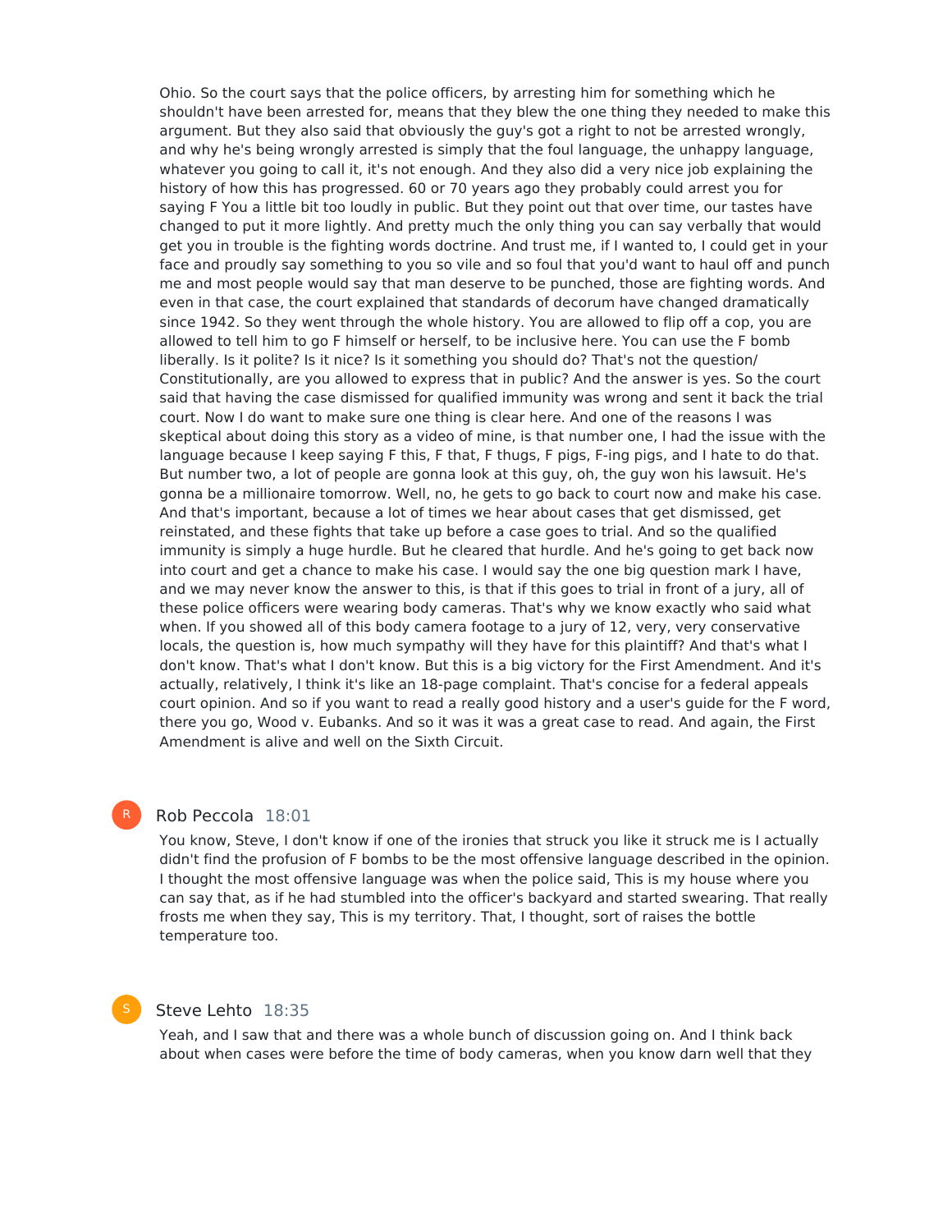Ohio. So the court says that the police officers, by arresting him for something which he shouldn't have been arrested for, means that they blew the one thing they needed to make this argument. But they also said that obviously the guy's got a right to not be arrested wrongly, and why he's being wrongly arrested is simply that the foul language, the unhappy language, whatever you going to call it, it's not enough. And they also did a very nice job explaining the history of how this has progressed. 60 or 70 years ago they probably could arrest you for saying F You a little bit too loudly in public. But they point out that over time, our tastes have changed to put it more lightly. And pretty much the only thing you can say verbally that would get you in trouble is the fighting words doctrine. And trust me, if I wanted to, I could get in your face and proudly say something to you so vile and so foul that you'd want to haul off and punch me and most people would say that man deserve to be punched, those are fighting words. And even in that case, the court explained that standards of decorum have changed dramatically since 1942. So they went through the whole history. You are allowed to flip off a cop, you are allowed to tell him to go F himself or herself, to be inclusive here. You can use the F bomb liberally. Is it polite? Is it nice? Is it something you should do? That's not the question/ Constitutionally, are you allowed to express that in public? And the answer is yes. So the court said that having the case dismissed for qualified immunity was wrong and sent it back the trial court. Now I do want to make sure one thing is clear here. And one of the reasons I was skeptical about doing this story as a video of mine, is that number one, I had the issue with the language because I keep saying F this, F that, F thugs, F pigs, F-ing pigs, and I hate to do that. But number two, a lot of people are gonna look at this guy, oh, the guy won his lawsuit. He's gonna be a millionaire tomorrow. Well, no, he gets to go back to court now and make his case. And that's important, because a lot of times we hear about cases that get dismissed, get reinstated, and these fights that take up before a case goes to trial. And so the qualified immunity is simply a huge hurdle. But he cleared that hurdle. And he's going to get back now into court and get a chance to make his case. I would say the one big question mark I have, and we may never know the answer to this, is that if this goes to trial in front of a jury, all of these police officers were wearing body cameras. That's why we know exactly who said what when. If you showed all of this body camera footage to a jury of 12, very, very conservative locals, the question is, how much sympathy will they have for this plaintiff? And that's what I don't know. That's what I don't know. But this is a big victory for the First Amendment. And it's actually, relatively, I think it's like an 18-page complaint. That's concise for a federal appeals court opinion. And so if you want to read a really good history and a user's guide for the F word, there you go, Wood v. Eubanks. And so it was it was a great case to read. And again, the First Amendment is alive and well on the Sixth Circuit.

**Rob Peccola** 18:01

You know, Steve, I don't know if one of the ironies that struck you like it struck me is I actually didn't find the profusion of F bombs to be the most offensive language described in the opinion. I thought the most offensive language was when the police said, This is my house where you can say that, as if he had stumbled into the officer's backyard and started swearing. That really frosts me when they say, This is my territory. That, I thought, sort of raises the bottle temperature too.

**Steve Lehto** 18:35

Yeah, and I saw that and there was a whole bunch of discussion going on. And I think back about when cases were before the time of body cameras, when you know darn well that they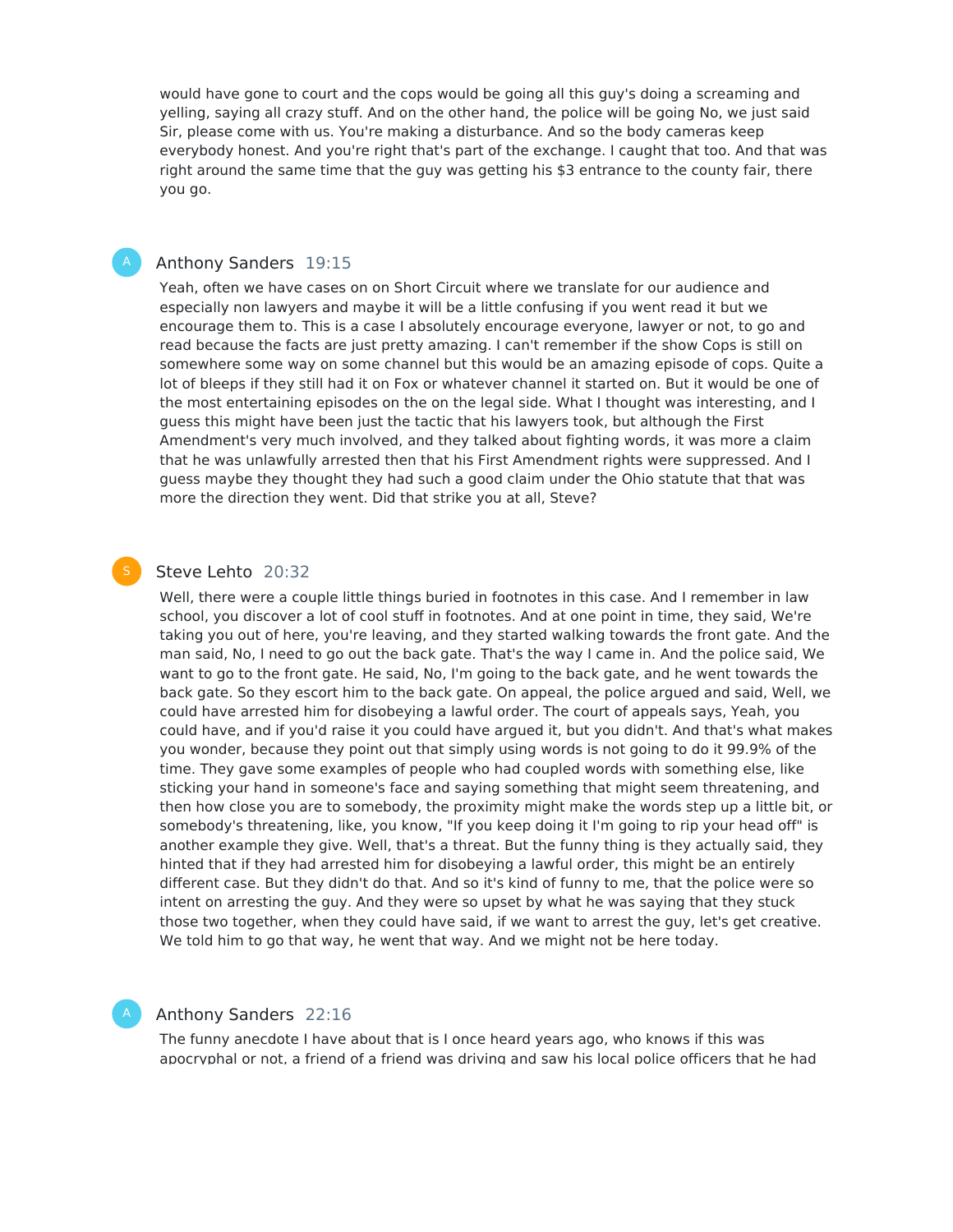would have gone to court and the cops would be going all this guy's doing a screaming and yelling, saying all crazy stuff. And on the other hand, the police will be going No, we just said Sir, please come with us. You're making a disturbance. And so the body cameras keep everybody honest. And you're right that's part of the exchange. I caught that too. And that was right around the same time that the guy was getting his $3 entrance to the county fair, there you go.

**Anthony Sanders** 19:15

Yeah, often we have cases on on Short Circuit where we translate for our audience and especially non lawyers and maybe it will be a little confusing if you went read it but we encourage them to. This is a case I absolutely encourage everyone, lawyer or not, to go and read because the facts are just pretty amazing. I can't remember if the show Cops is still on somewhere some way on some channel but this would be an amazing episode of cops. Quite a lot of bleeps if they still had it on Fox or whatever channel it started on. But it would be one of the most entertaining episodes on the on the legal side. What I thought was interesting, and I guess this might have been just the tactic that his lawyers took, but although the First Amendment's very much involved, and they talked about fighting words, it was more a claim that he was unlawfully arrested then that his First Amendment rights were suppressed. And I guess maybe they thought they had such a good claim under the Ohio statute that that was more the direction they went. Did that strike you at all, Steve?

**Steve Lehto** 20:32

Well, there were a couple little things buried in footnotes in this case. And I remember in law school, you discover a lot of cool stuff in footnotes. And at one point in time, they said, We're taking you out of here, you're leaving, and they started walking towards the front gate. And the man said, No, I need to go out the back gate. That's the way I came in. And the police said, We want to go to the front gate. He said, No, I'm going to the back gate, and he went towards the back gate. So they escort him to the back gate. On appeal, the police argued and said, Well, we could have arrested him for disobeying a lawful order. The court of appeals says, Yeah, you could have, and if you'd raise it you could have argued it, but you didn't. And that's what makes you wonder, because they point out that simply using words is not going to do it 99.9% of the time. They gave some examples of people who had coupled words with something else, like sticking your hand in someone's face and saying something that might seem threatening, and then how close you are to somebody, the proximity might make the words step up a little bit, or somebody's threatening, like, you know, "If you keep doing it I'm going to rip your head off" is another example they give. Well, that's a threat. But the funny thing is they actually said, they hinted that if they had arrested him for disobeying a lawful order, this might be an entirely different case. But they didn't do that. And so it's kind of funny to me, that the police were so intent on arresting the guy. And they were so upset by what he was saying that they stuck those two together, when they could have said, if we want to arrest the guy, let's get creative. We told him to go that way, he went that way. And we might not be here today.

**Anthony Sanders** 22:16

The funny anecdote I have about that is I once heard years ago, who knows if this was apocryphal or not, a friend of a friend was driving and saw his local police officers that he had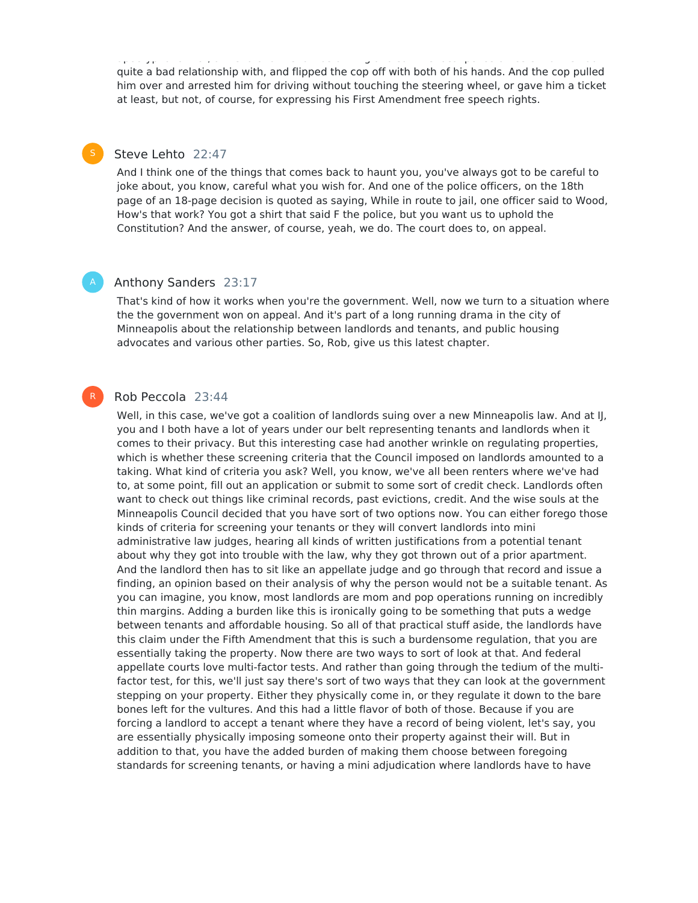quite a bad relationship with, and flipped the cop off with both of his hands. And the cop pulled him over and arrested him for driving without touching the steering wheel, or gave him a ticket at least, but not, of course, for expressing his First Amendment free speech rights.

**Steve Lehto** 22:47

And I think one of the things that comes back to haunt you, you've always got to be careful to joke about, you know, careful what you wish for. And one of the police officers, on the 18th page of an 18-page decision is quoted as saying, While in route to jail, one officer said to Wood, How's that work? You got a shirt that said F the police, but you want us to uphold the Constitution? And the answer, of course, yeah, we do. The court does to, on appeal.

**Anthony Sanders** 23:17

That's kind of how it works when you're the government. Well, now we turn to a situation where the the government won on appeal. And it's part of a long running drama in the city of Minneapolis about the relationship between landlords and tenants, and public housing advocates and various other parties. So, Rob, give us this latest chapter.

**Rob Peccola** 23:44

Well, in this case, we've got a coalition of landlords suing over a new Minneapolis law. And at IJ, you and I both have a lot of years under our belt representing tenants and landlords when it comes to their privacy. But this interesting case had another wrinkle on regulating properties, which is whether these screening criteria that the Council imposed on landlords amounted to a taking. What kind of criteria you ask? Well, you know, we've all been renters where we've had to, at some point, fill out an application or submit to some sort of credit check. Landlords often want to check out things like criminal records, past evictions, credit. And the wise souls at the Minneapolis Council decided that you have sort of two options now. You can either forego those kinds of criteria for screening your tenants or they will convert landlords into mini administrative law judges, hearing all kinds of written justifications from a potential tenant about why they got into trouble with the law, why they got thrown out of a prior apartment. And the landlord then has to sit like an appellate judge and go through that record and issue a finding, an opinion based on their analysis of why the person would not be a suitable tenant. As you can imagine, you know, most landlords are mom and pop operations running on incredibly thin margins. Adding a burden like this is ironically going to be something that puts a wedge between tenants and affordable housing. So all of that practical stuff aside, the landlords have this claim under the Fifth Amendment that this is such a burdensome regulation, that you are essentially taking the property. Now there are two ways to sort of look at that. And federal appellate courts love multi-factor tests. And rather than going through the tedium of the multi-factor test, for this, we'll just say there's sort of two ways that they can look at the government stepping on your property. Either they physically come in, or they regulate it down to the bare bones left for the vultures. And this had a little flavor of both of those. Because if you are forcing a landlord to accept a tenant where they have a record of being violent, let's say, you are essentially physically imposing someone onto their property against their will. But in addition to that, you have the added burden of making them choose between foregoing standards for screening tenants, or having a mini adjudication where landlords have to have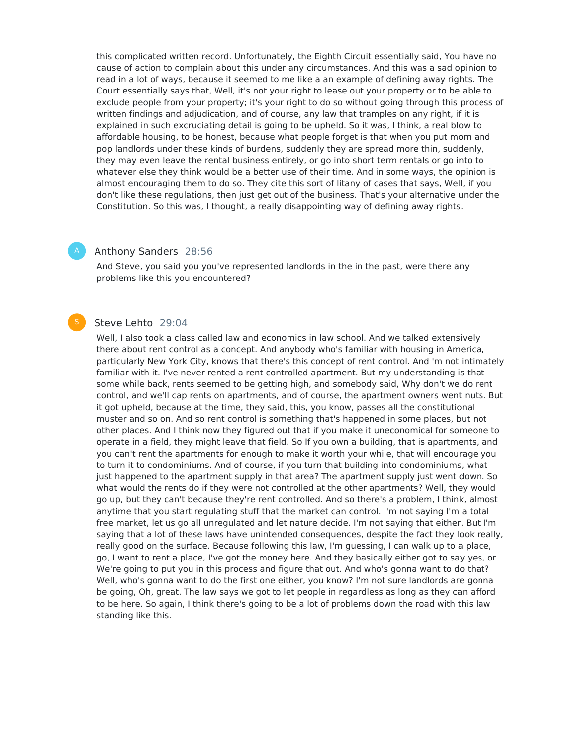this complicated written record. Unfortunately, the Eighth Circuit essentially said, You have no cause of action to complain about this under any circumstances. And this was a sad opinion to read in a lot of ways, because it seemed to me like a an example of defining away rights. The Court essentially says that, Well, it's not your right to lease out your property or to be able to exclude people from your property; it's your right to do so without going through this process of written findings and adjudication, and of course, any law that tramples on any right, if it is explained in such excruciating detail is going to be upheld. So it was, I think, a real blow to affordable housing, to be honest, because what people forget is that when you put mom and pop landlords under these kinds of burdens, suddenly they are spread more thin, suddenly, they may even leave the rental business entirely, or go into short term rentals or go into to whatever else they think would be a better use of their time. And in some ways, the opinion is almost encouraging them to do so. They cite this sort of litany of cases that says, Well, if you don't like these regulations, then just get out of the business. That's your alternative under the Constitution. So this was, I thought, a really disappointing way of defining away rights.

**Anthony Sanders** 28:56

And Steve, you said you you've represented landlords in the in the past, were there any problems like this you encountered?

**Steve Lehto** 29:04

Well, I also took a class called law and economics in law school. And we talked extensively there about rent control as a concept. And anybody who's familiar with housing in America, particularly New York City, knows that there's this concept of rent control. And 'm not intimately familiar with it. I've never rented a rent controlled apartment. But my understanding is that some while back, rents seemed to be getting high, and somebody said, Why don't we do rent control, and we'll cap rents on apartments, and of course, the apartment owners went nuts. But it got upheld, because at the time, they said, this, you know, passes all the constitutional muster and so on. And so rent control is something that's happened in some places, but not other places. And I think now they figured out that if you make it uneconomical for someone to operate in a field, they might leave that field. So If you own a building, that is apartments, and you can't rent the apartments for enough to make it worth your while, that will encourage you to turn it to condominiums. And of course, if you turn that building into condominiums, what just happened to the apartment supply in that area? The apartment supply just went down. So what would the rents do if they were not controlled at the other apartments? Well, they would go up, but they can't because they're rent controlled. And so there's a problem, I think, almost anytime that you start regulating stuff that the market can control. I'm not saying I'm a total free market, let us go all unregulated and let nature decide. I'm not saying that either. But I'm saying that a lot of these laws have unintended consequences, despite the fact they look really, really good on the surface. Because following this law, I'm guessing, I can walk up to a place, go, I want to rent a place, I've got the money here. And they basically either got to say yes, or We're going to put you in this process and figure that out. And who's gonna want to do that? Well, who's gonna want to do the first one either, you know? I'm not sure landlords are gonna be going, Oh, great. The law says we got to let people in regardless as long as they can afford to be here. So again, I think there's going to be a lot of problems down the road with this law standing like this.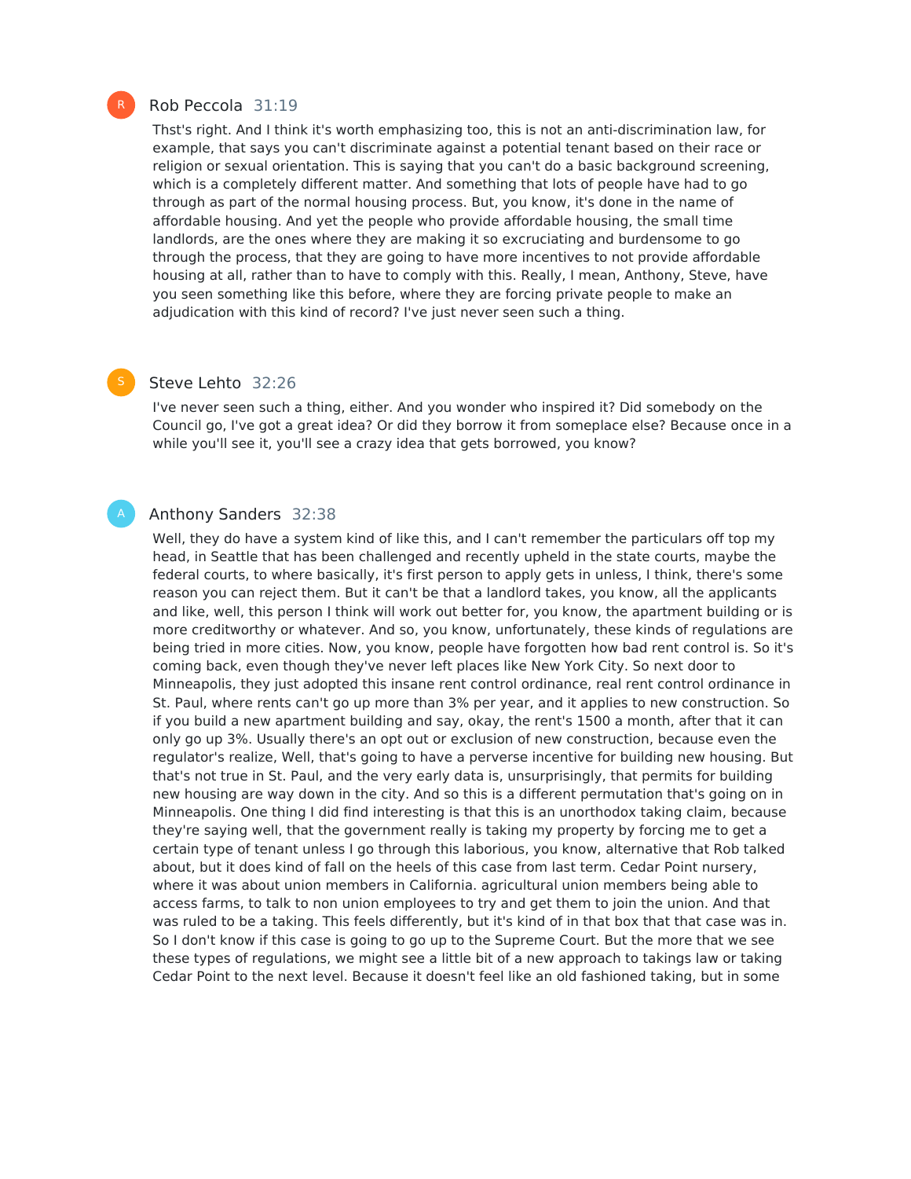R **Rob Peccola** 31:19

Thst's right. And I think it's worth emphasizing too, this is not an anti-discrimination law, for example, that says you can't discriminate against a potential tenant based on their race or religion or sexual orientation. This is saying that you can't do a basic background screening, which is a completely different matter. And something that lots of people have had to go through as part of the normal housing process. But, you know, it's done in the name of affordable housing. And yet the people who provide affordable housing, the small time landlords, are the ones where they are making it so excruciating and burdensome to go through the process, that they are going to have more incentives to not provide affordable housing at all, rather than to have to comply with this. Really, I mean, Anthony, Steve, have you seen something like this before, where they are forcing private people to make an adjudication with this kind of record? I've just never seen such a thing.

S **Steve Lehto** 32:26

I've never seen such a thing, either. And you wonder who inspired it? Did somebody on the Council go, I've got a great idea? Or did they borrow it from someplace else? Because once in a while you'll see it, you'll see a crazy idea that gets borrowed, you know?

A **Anthony Sanders** 32:38

Well, they do have a system kind of like this, and I can't remember the particulars off top my head, in Seattle that has been challenged and recently upheld in the state courts, maybe the federal courts, to where basically, it's first person to apply gets in unless, I think, there's some reason you can reject them. But it can't be that a landlord takes, you know, all the applicants and like, well, this person I think will work out better for, you know, the apartment building or is more creditworthy or whatever. And so, you know, unfortunately, these kinds of regulations are being tried in more cities. Now, you know, people have forgotten how bad rent control is. So it's coming back, even though they've never left places like New York City. So next door to Minneapolis, they just adopted this insane rent control ordinance, real rent control ordinance in St. Paul, where rents can't go up more than 3% per year, and it applies to new construction. So if you build a new apartment building and say, okay, the rent's 1500 a month, after that it can only go up 3%. Usually there's an opt out or exclusion of new construction, because even the regulator's realize, Well, that's going to have a perverse incentive for building new housing. But that's not true in St. Paul, and the very early data is, unsurprisingly, that permits for building new housing are way down in the city. And so this is a different permutation that's going on in Minneapolis. One thing I did find interesting is that this is an unorthodox taking claim, because they're saying well, that the government really is taking my property by forcing me to get a certain type of tenant unless I go through this laborious, you know, alternative that Rob talked about, but it does kind of fall on the heels of this case from last term. Cedar Point nursery, where it was about union members in California. agricultural union members being able to access farms, to talk to non union employees to try and get them to join the union. And that was ruled to be a taking. This feels differently, but it's kind of in that box that that case was in. So I don't know if this case is going to go up to the Supreme Court. But the more that we see these types of regulations, we might see a little bit of a new approach to takings law or taking Cedar Point to the next level. Because it doesn't feel like an old fashioned taking, but in some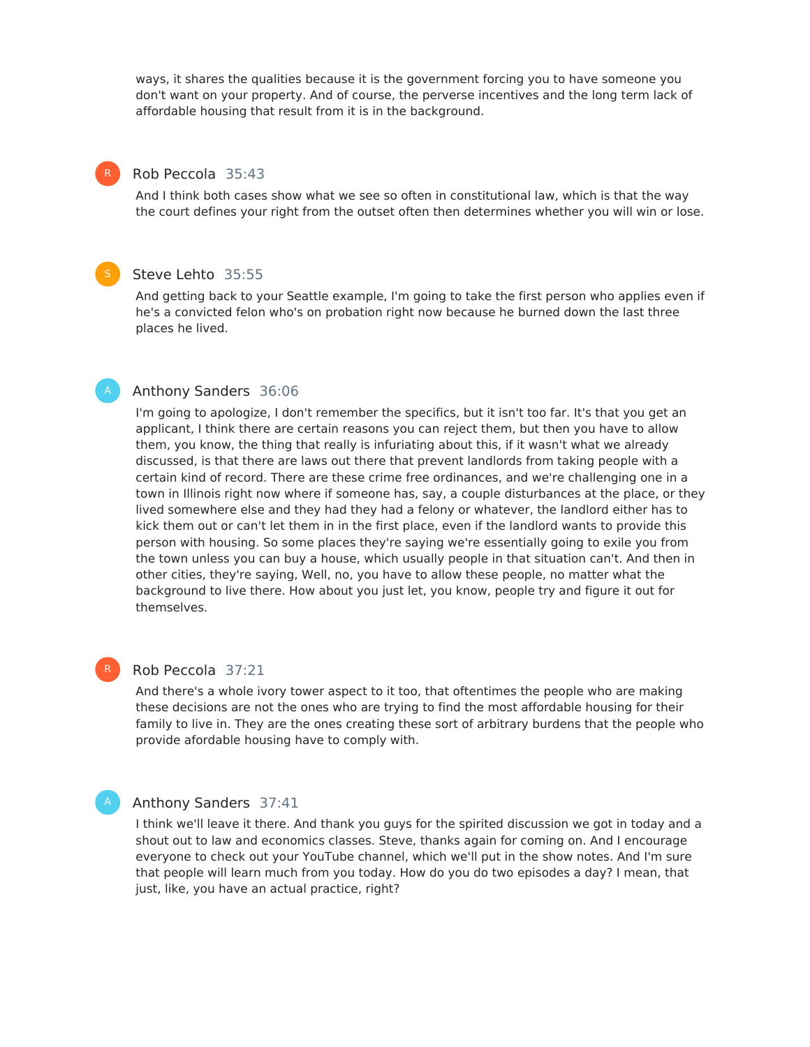ways, it shares the qualities because it is the government forcing you to have someone you don't want on your property. And of course, the perverse incentives and the long term lack of affordable housing that result from it is in the background.

**Rob Peccola** 35:43

And I think both cases show what we see so often in constitutional law, which is that the way the court defines your right from the outset often then determines whether you will win or lose.

**Steve Lehto** 35:55

And getting back to your Seattle example, I'm going to take the first person who applies even if he's a convicted felon who's on probation right now because he burned down the last three places he lived.

**Anthony Sanders** 36:06

I'm going to apologize, I don't remember the specifics, but it isn't too far. It's that you get an applicant, I think there are certain reasons you can reject them, but then you have to allow them, you know, the thing that really is infuriating about this, if it wasn't what we already discussed, is that there are laws out there that prevent landlords from taking people with a certain kind of record. There are these crime free ordinances, and we're challenging one in a town in Illinois right now where if someone has, say, a couple disturbances at the place, or they lived somewhere else and they had they had a felony or whatever, the landlord either has to kick them out or can't let them in in the first place, even if the landlord wants to provide this person with housing. So some places they're saying we're essentially going to exile you from the town unless you can buy a house, which usually people in that situation can't. And then in other cities, they're saying, Well, no, you have to allow these people, no matter what the background to live there. How about you just let, you know, people try and figure it out for themselves.

**Rob Peccola** 37:21

And there's a whole ivory tower aspect to it too, that oftentimes the people who are making these decisions are not the ones who are trying to find the most affordable housing for their family to live in. They are the ones creating these sort of arbitrary burdens that the people who provide afordable housing have to comply with.

**Anthony Sanders** 37:41

I think we'll leave it there. And thank you guys for the spirited discussion we got in today and a shout out to law and economics classes. Steve, thanks again for coming on. And I encourage everyone to check out your YouTube channel, which we'll put in the show notes. And I'm sure that people will learn much from you today. How do you do two episodes a day? I mean, that just, like, you have an actual practice, right?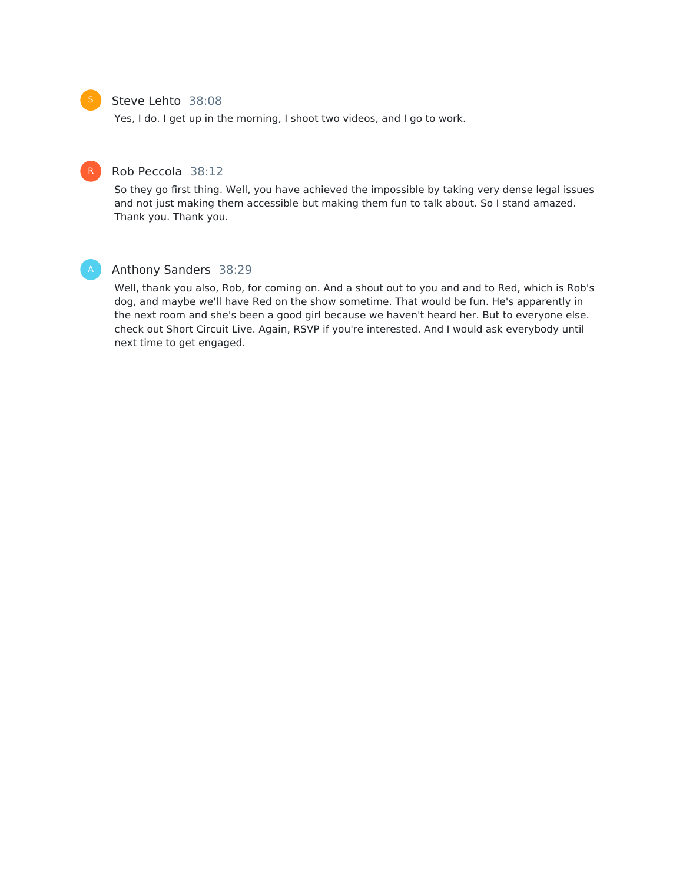**Steve Lehto** 38:08

Yes, I do. I get up in the morning, I shoot two videos, and I go to work.

**Rob Peccola** 38:12

So they go first thing. Well, you have achieved the impossible by taking very dense legal issues and not just making them accessible but making them fun to talk about. So I stand amazed. Thank you. Thank you.

**Anthony Sanders** 38:29

Well, thank you also, Rob, for coming on. And a shout out to you and and to Red, which is Rob's dog, and maybe we'll have Red on the show sometime. That would be fun. He's apparently in the next room and she's been a good girl because we haven't heard her. But to everyone else. check out Short Circuit Live. Again, RSVP if you're interested. And I would ask everybody until next time to get engaged.